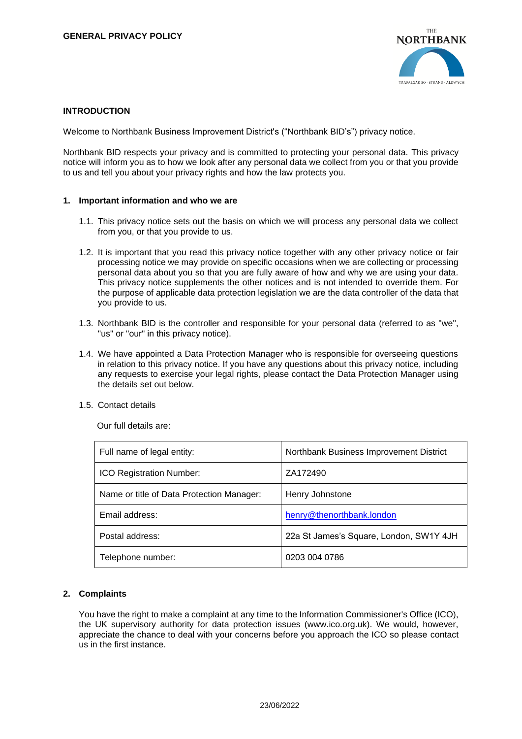# GENERAL PRIVACY POLICY

## INTRODUCTION

Welcome to Northbank Business Improvement District's ("Northbank BID's") privacy notice.

Northbank BID respects your privacy and is committed to protecting your personal data. This privacy notice will inform you as to how we look after any personal data we collect from you or that you provide to us and tell you about your privacy rights and how the law protects you.

## 1. Important information and who we are

1.1. This privacy notice sets out the basis on which we will process any personal data we collect from you, or that you provide to us.

1.2. It is important that you read this privacy notice together with any other privacy notice or fair processing notice we may provide on specific occasions when we are collecting or processing personal data about you so that you are fully aware of how and why we are using your data. This privacy notice supplements the other notices and is not intended to override them. For the purpose of applicable data protection legislation we are the data controller of the data that you provide to us.

1.3. Northbank BID is the controller and responsible for your personal data (referred to as "we", "us" or "our" in this privacy notice).

1.4. We have appointed a Data Protection Manager who is responsible for overseeing questions in relation to this privacy notice. If you have any questions about this privacy notice, including any requests to exercise your legal rights, please contact the Data Protection Manager using the details set out below.

1.5. Contact details

Our full details are:

| | |
|---|---|
| Full name of legal entity: | Northbank Business Improvement District |
| ICO Registration Number: | ZA172490 |
| Name or title of Data Protection Manager: | Henry Johnstone |
| Email address: | henry@thenorthbank.london |
| Postal address: | 22a St James's Square, London, SW1Y 4JH |
| Telephone number: | 0203 004 0786 |

## 2. Complaints

You have the right to make a complaint at any time to the Information Commissioner's Office (ICO), the UK supervisory authority for data protection issues (www.ico.org.uk). We would, however, appreciate the chance to deal with your concerns before you approach the ICO so please contact us in the first instance.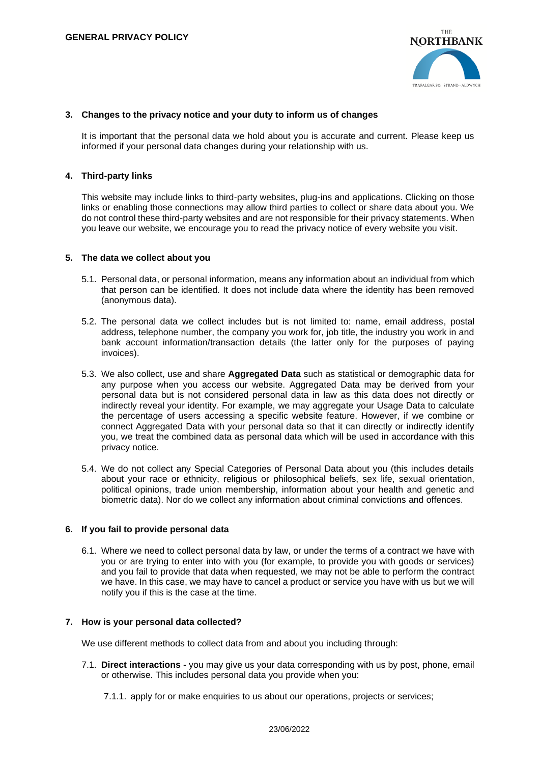## 3. Changes to the privacy notice and your duty to inform us of changes

It is important that the personal data we hold about you is accurate and current. Please keep us informed if your personal data changes during your relationship with us.

## 4. Third-party links

This website may include links to third-party websites, plug-ins and applications. Clicking on those links or enabling those connections may allow third parties to collect or share data about you. We do not control these third-party websites and are not responsible for their privacy statements. When you leave our website, we encourage you to read the privacy notice of every website you visit.

## 5. The data we collect about you

5.1. Personal data, or personal information, means any information about an individual from which that person can be identified. It does not include data where the identity has been removed (anonymous data).

5.2. The personal data we collect includes but is not limited to: name, email address, postal address, telephone number, the company you work for, job title, the industry you work in and bank account information/transaction details (the latter only for the purposes of paying invoices).

5.3. We also collect, use and share **Aggregated Data** such as statistical or demographic data for any purpose when you access our website. Aggregated Data may be derived from your personal data but is not considered personal data in law as this data does not directly or indirectly reveal your identity. For example, we may aggregate your Usage Data to calculate the percentage of users accessing a specific website feature. However, if we combine or connect Aggregated Data with your personal data so that it can directly or indirectly identify you, we treat the combined data as personal data which will be used in accordance with this privacy notice.

5.4. We do not collect any Special Categories of Personal Data about you (this includes details about your race or ethnicity, religious or philosophical beliefs, sex life, sexual orientation, political opinions, trade union membership, information about your health and genetic and biometric data). Nor do we collect any information about criminal convictions and offences.

## 6. If you fail to provide personal data

6.1. Where we need to collect personal data by law, or under the terms of a contract we have with you or are trying to enter into with you (for example, to provide you with goods or services) and you fail to provide that data when requested, we may not be able to perform the contract we have. In this case, we may have to cancel a product or service you have with us but we will notify you if this is the case at the time.

## 7. How is your personal data collected?

We use different methods to collect data from and about you including through:

7.1. **Direct interactions** - you may give us your data corresponding with us by post, phone, email or otherwise. This includes personal data you provide when you:

7.1.1. apply for or make enquiries to us about our operations, projects or services;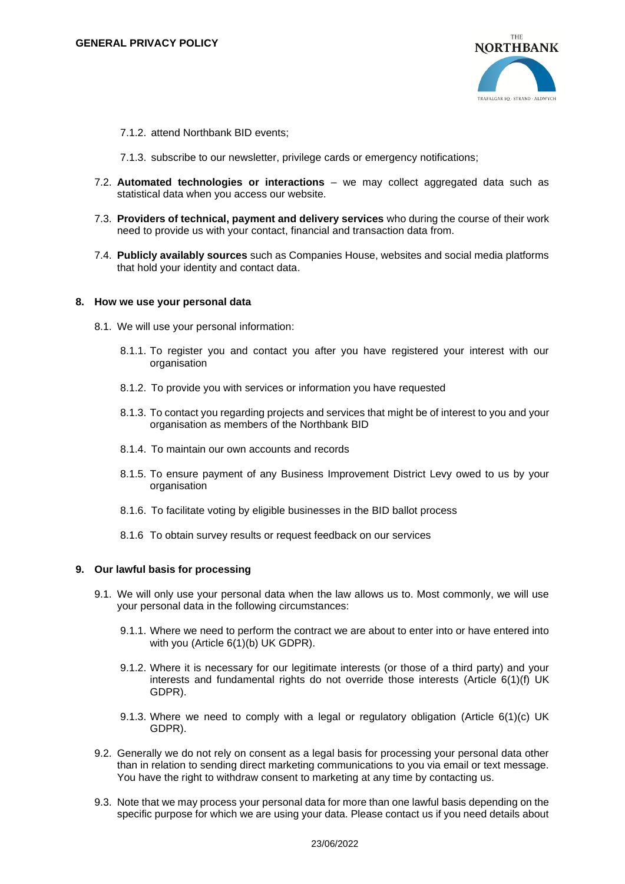7.1.2. attend Northbank BID events;

7.1.3. subscribe to our newsletter, privilege cards or emergency notifications;

7.2. **Automated technologies or interactions** – we may collect aggregated data such as statistical data when you access our website.

7.3. **Providers of technical, payment and delivery services** who during the course of their work need to provide us with your contact, financial and transaction data from.

7.4. **Publicly availably sources** such as Companies House, websites and social media platforms that hold your identity and contact data.

## 8. How we use your personal data

8.1. We will use your personal information:

8.1.1. To register you and contact you after you have registered your interest with our organisation

8.1.2. To provide you with services or information you have requested

8.1.3. To contact you regarding projects and services that might be of interest to you and your organisation as members of the Northbank BID

8.1.4. To maintain our own accounts and records

8.1.5. To ensure payment of any Business Improvement District Levy owed to us by your organisation

8.1.6. To facilitate voting by eligible businesses in the BID ballot process

8.1.6 To obtain survey results or request feedback on our services

## 9. Our lawful basis for processing

9.1. We will only use your personal data when the law allows us to. Most commonly, we will use your personal data in the following circumstances:

9.1.1. Where we need to perform the contract we are about to enter into or have entered into with you (Article 6(1)(b) UK GDPR).

9.1.2. Where it is necessary for our legitimate interests (or those of a third party) and your interests and fundamental rights do not override those interests (Article 6(1)(f) UK GDPR).

9.1.3. Where we need to comply with a legal or regulatory obligation (Article 6(1)(c) UK GDPR).

9.2. Generally we do not rely on consent as a legal basis for processing your personal data other than in relation to sending direct marketing communications to you via email or text message. You have the right to withdraw consent to marketing at any time by contacting us.

9.3. Note that we may process your personal data for more than one lawful basis depending on the specific purpose for which we are using your data. Please contact us if you need details about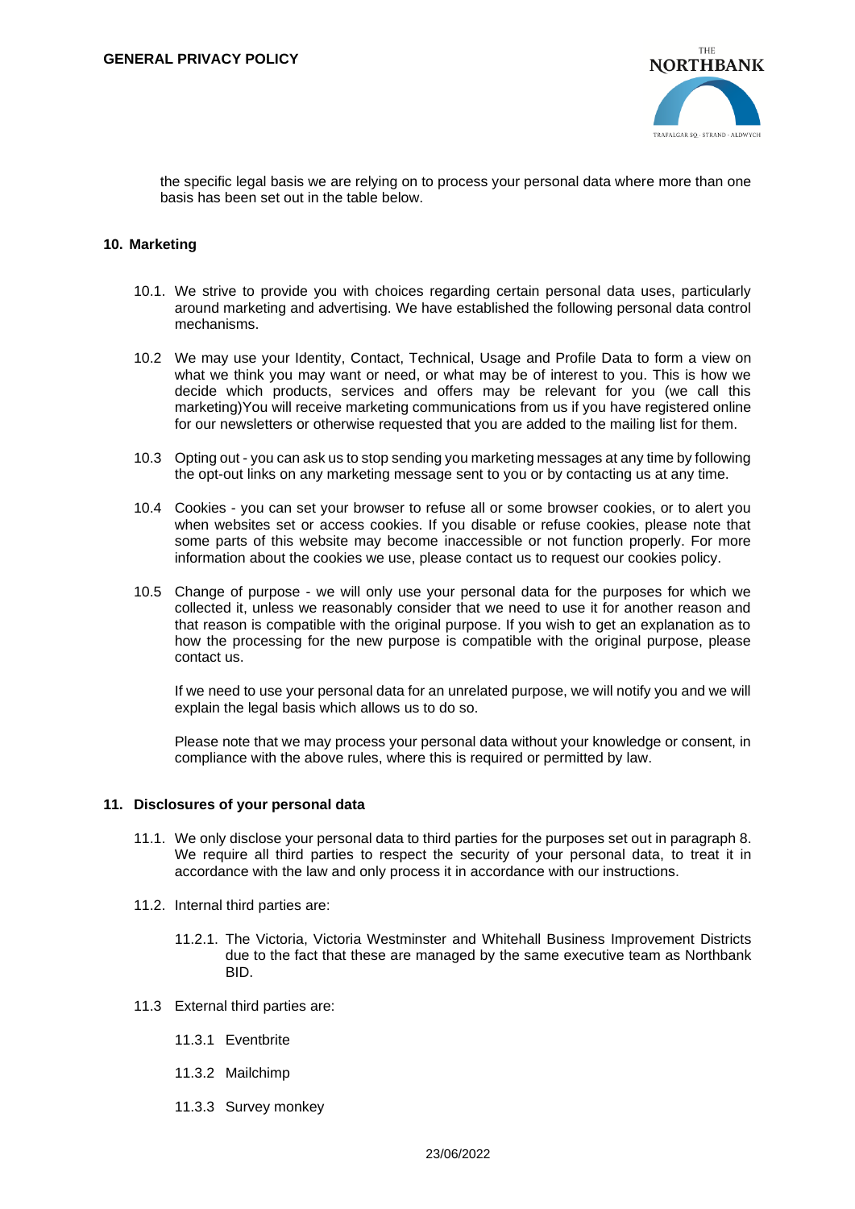the specific legal basis we are relying on to process your personal data where more than one basis has been set out in the table below.

## 10. Marketing

10.1. We strive to provide you with choices regarding certain personal data uses, particularly around marketing and advertising. We have established the following personal data control mechanisms.

10.2 We may use your Identity, Contact, Technical, Usage and Profile Data to form a view on what we think you may want or need, or what may be of interest to you. This is how we decide which products, services and offers may be relevant for you (we call this marketing)You will receive marketing communications from us if you have registered online for our newsletters or otherwise requested that you are added to the mailing list for them.

10.3 Opting out - you can ask us to stop sending you marketing messages at any time by following the opt-out links on any marketing message sent to you or by contacting us at any time.

10.4 Cookies - you can set your browser to refuse all or some browser cookies, or to alert you when websites set or access cookies. If you disable or refuse cookies, please note that some parts of this website may become inaccessible or not function properly. For more information about the cookies we use, please contact us to request our cookies policy.

10.5 Change of purpose - we will only use your personal data for the purposes for which we collected it, unless we reasonably consider that we need to use it for another reason and that reason is compatible with the original purpose. If you wish to get an explanation as to how the processing for the new purpose is compatible with the original purpose, please contact us.

If we need to use your personal data for an unrelated purpose, we will notify you and we will explain the legal basis which allows us to do so.

Please note that we may process your personal data without your knowledge or consent, in compliance with the above rules, where this is required or permitted by law.

## 11. Disclosures of your personal data

11.1. We only disclose your personal data to third parties for the purposes set out in paragraph 8. We require all third parties to respect the security of your personal data, to treat it in accordance with the law and only process it in accordance with our instructions.

11.2. Internal third parties are:

11.2.1. The Victoria, Victoria Westminster and Whitehall Business Improvement Districts due to the fact that these are managed by the same executive team as Northbank BID.

11.3 External third parties are:

11.3.1 Eventbrite

11.3.2 Mailchimp

11.3.3 Survey monkey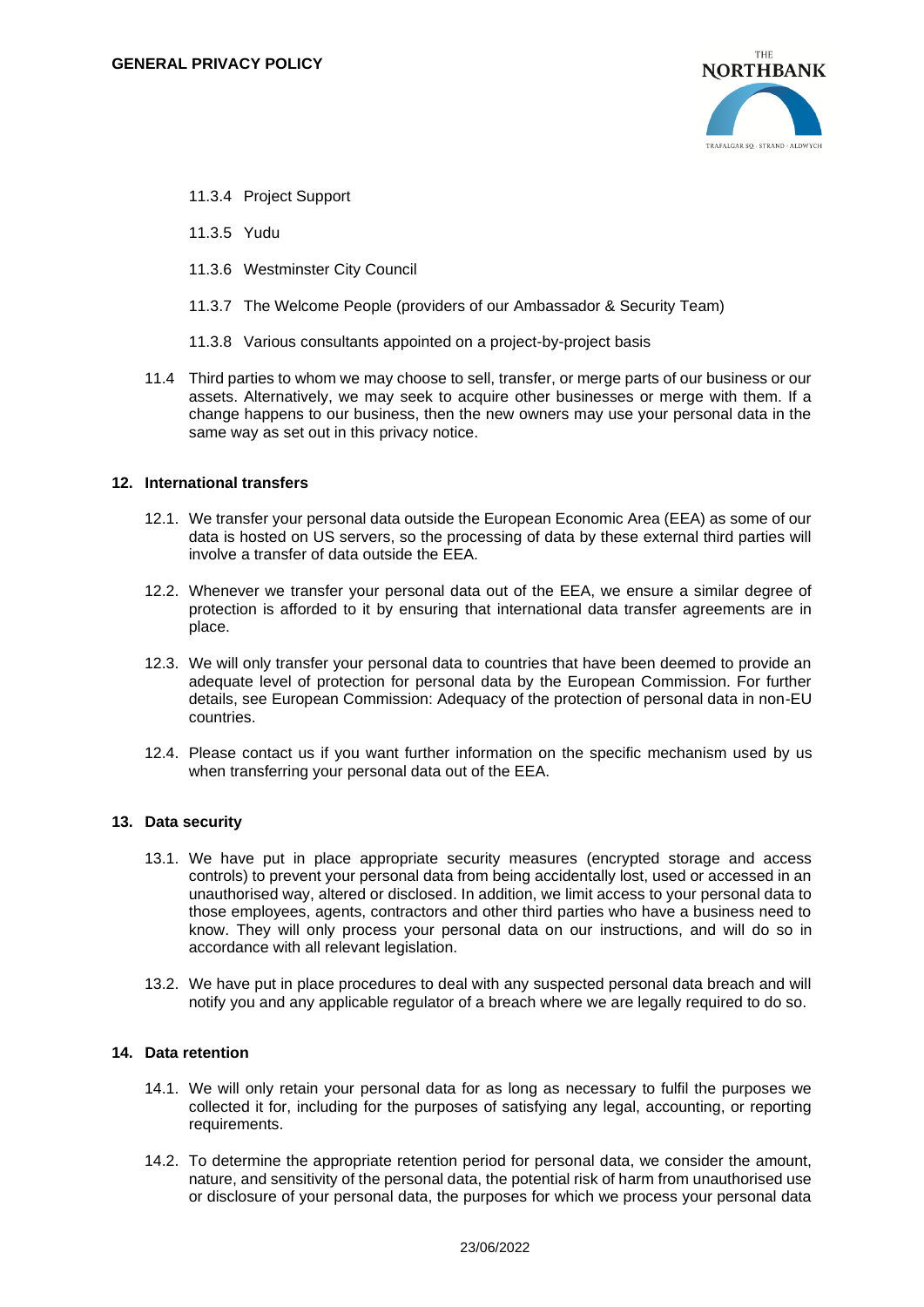11.3.4 Project Support

11.3.5 Yudu

11.3.6 Westminster City Council

11.3.7 The Welcome People (providers of our Ambassador & Security Team)

11.3.8 Various consultants appointed on a project-by-project basis

11.4 Third parties to whom we may choose to sell, transfer, or merge parts of our business or our assets. Alternatively, we may seek to acquire other businesses or merge with them. If a change happens to our business, then the new owners may use your personal data in the same way as set out in this privacy notice.

## 12. International transfers

12.1. We transfer your personal data outside the European Economic Area (EEA) as some of our data is hosted on US servers, so the processing of data by these external third parties will involve a transfer of data outside the EEA.

12.2. Whenever we transfer your personal data out of the EEA, we ensure a similar degree of protection is afforded to it by ensuring that international data transfer agreements are in place.

12.3. We will only transfer your personal data to countries that have been deemed to provide an adequate level of protection for personal data by the European Commission. For further details, see European Commission: Adequacy of the protection of personal data in non-EU countries.

12.4. Please contact us if you want further information on the specific mechanism used by us when transferring your personal data out of the EEA.

## 13. Data security

13.1. We have put in place appropriate security measures (encrypted storage and access controls) to prevent your personal data from being accidentally lost, used or accessed in an unauthorised way, altered or disclosed. In addition, we limit access to your personal data to those employees, agents, contractors and other third parties who have a business need to know. They will only process your personal data on our instructions, and will do so in accordance with all relevant legislation.

13.2. We have put in place procedures to deal with any suspected personal data breach and will notify you and any applicable regulator of a breach where we are legally required to do so.

## 14. Data retention

14.1. We will only retain your personal data for as long as necessary to fulfil the purposes we collected it for, including for the purposes of satisfying any legal, accounting, or reporting requirements.

14.2. To determine the appropriate retention period for personal data, we consider the amount, nature, and sensitivity of the personal data, the potential risk of harm from unauthorised use or disclosure of your personal data, the purposes for which we process your personal data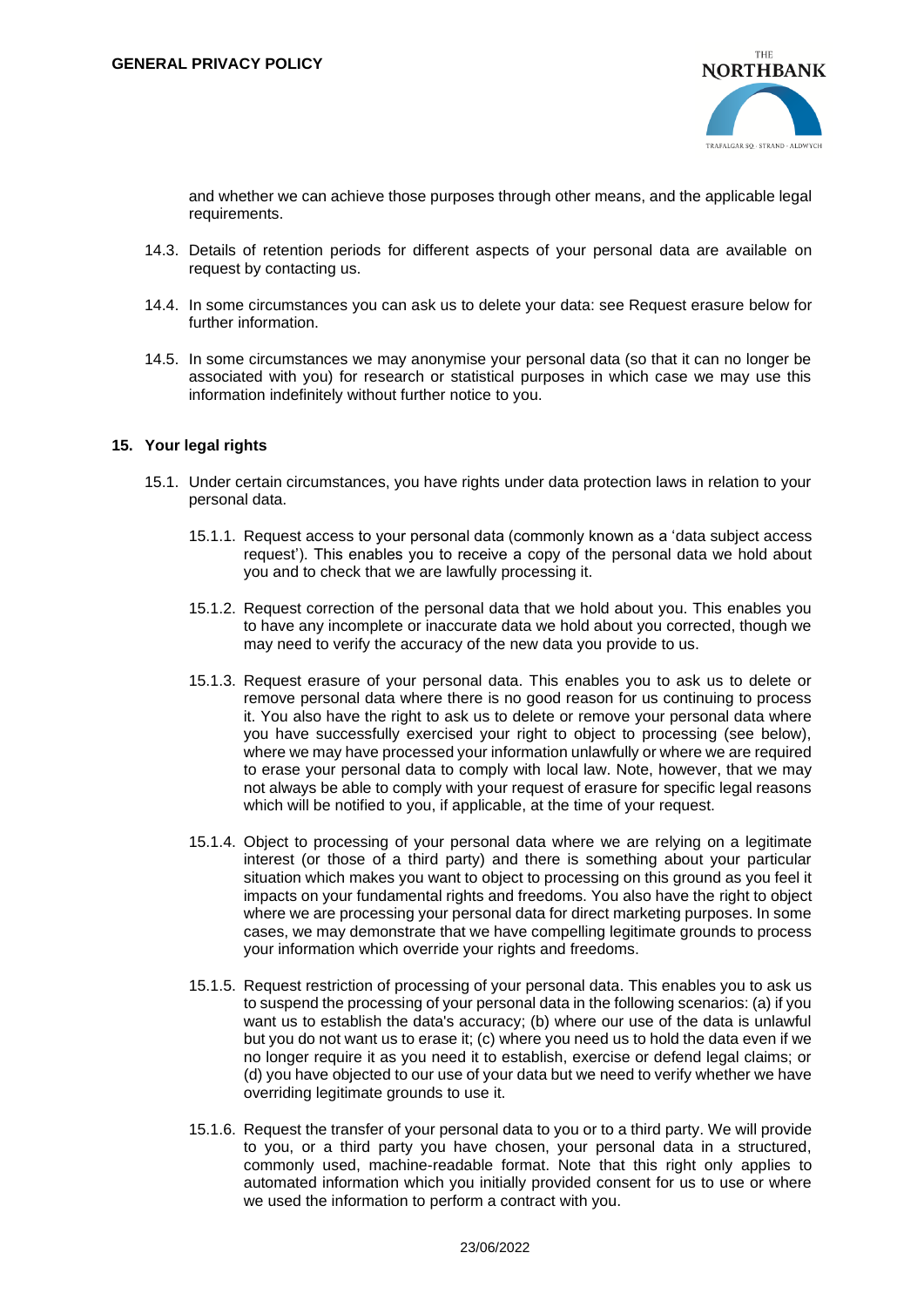and whether we can achieve those purposes through other means, and the applicable legal requirements.

14.3. Details of retention periods for different aspects of your personal data are available on request by contacting us.

14.4. In some circumstances you can ask us to delete your data: see Request erasure below for further information.

14.5. In some circumstances we may anonymise your personal data (so that it can no longer be associated with you) for research or statistical purposes in which case we may use this information indefinitely without further notice to you.

## 15. Your legal rights

15.1. Under certain circumstances, you have rights under data protection laws in relation to your personal data.

15.1.1. Request access to your personal data (commonly known as a 'data subject access request'). This enables you to receive a copy of the personal data we hold about you and to check that we are lawfully processing it.

15.1.2. Request correction of the personal data that we hold about you. This enables you to have any incomplete or inaccurate data we hold about you corrected, though we may need to verify the accuracy of the new data you provide to us.

15.1.3. Request erasure of your personal data. This enables you to ask us to delete or remove personal data where there is no good reason for us continuing to process it. You also have the right to ask us to delete or remove your personal data where you have successfully exercised your right to object to processing (see below), where we may have processed your information unlawfully or where we are required to erase your personal data to comply with local law. Note, however, that we may not always be able to comply with your request of erasure for specific legal reasons which will be notified to you, if applicable, at the time of your request.

15.1.4. Object to processing of your personal data where we are relying on a legitimate interest (or those of a third party) and there is something about your particular situation which makes you want to object to processing on this ground as you feel it impacts on your fundamental rights and freedoms. You also have the right to object where we are processing your personal data for direct marketing purposes. In some cases, we may demonstrate that we have compelling legitimate grounds to process your information which override your rights and freedoms.

15.1.5. Request restriction of processing of your personal data. This enables you to ask us to suspend the processing of your personal data in the following scenarios: (a) if you want us to establish the data's accuracy; (b) where our use of the data is unlawful but you do not want us to erase it; (c) where you need us to hold the data even if we no longer require it as you need it to establish, exercise or defend legal claims; or (d) you have objected to our use of your data but we need to verify whether we have overriding legitimate grounds to use it.

15.1.6. Request the transfer of your personal data to you or to a third party. We will provide to you, or a third party you have chosen, your personal data in a structured, commonly used, machine-readable format. Note that this right only applies to automated information which you initially provided consent for us to use or where we used the information to perform a contract with you.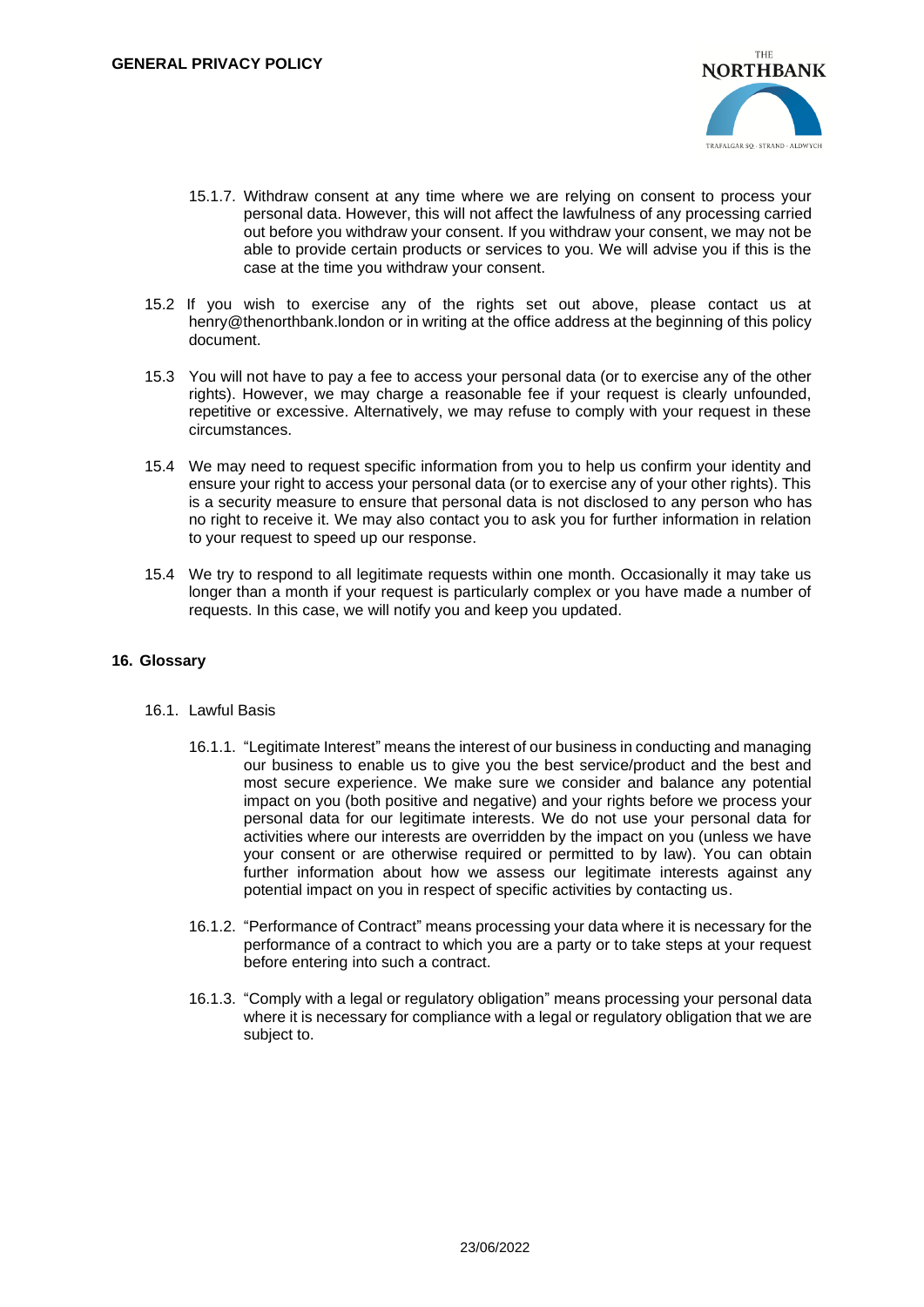15.1.7. Withdraw consent at any time where we are relying on consent to process your personal data. However, this will not affect the lawfulness of any processing carried out before you withdraw your consent. If you withdraw your consent, we may not be able to provide certain products or services to you. We will advise you if this is the case at the time you withdraw your consent.

15.2 If you wish to exercise any of the rights set out above, please contact us at henry@thenorthbank.london or in writing at the office address at the beginning of this policy document.

15.3 You will not have to pay a fee to access your personal data (or to exercise any of the other rights). However, we may charge a reasonable fee if your request is clearly unfounded, repetitive or excessive. Alternatively, we may refuse to comply with your request in these circumstances.

15.4 We may need to request specific information from you to help us confirm your identity and ensure your right to access your personal data (or to exercise any of your other rights). This is a security measure to ensure that personal data is not disclosed to any person who has no right to receive it. We may also contact you to ask you for further information in relation to your request to speed up our response.

15.4 We try to respond to all legitimate requests within one month. Occasionally it may take us longer than a month if your request is particularly complex or you have made a number of requests. In this case, we will notify you and keep you updated.

## 16. Glossary

16.1. Lawful Basis

16.1.1. "Legitimate Interest" means the interest of our business in conducting and managing our business to enable us to give you the best service/product and the best and most secure experience. We make sure we consider and balance any potential impact on you (both positive and negative) and your rights before we process your personal data for our legitimate interests. We do not use your personal data for activities where our interests are overridden by the impact on you (unless we have your consent or are otherwise required or permitted to by law). You can obtain further information about how we assess our legitimate interests against any potential impact on you in respect of specific activities by contacting us.

16.1.2. "Performance of Contract" means processing your data where it is necessary for the performance of a contract to which you are a party or to take steps at your request before entering into such a contract.

16.1.3. "Comply with a legal or regulatory obligation" means processing your personal data where it is necessary for compliance with a legal or regulatory obligation that we are subject to.